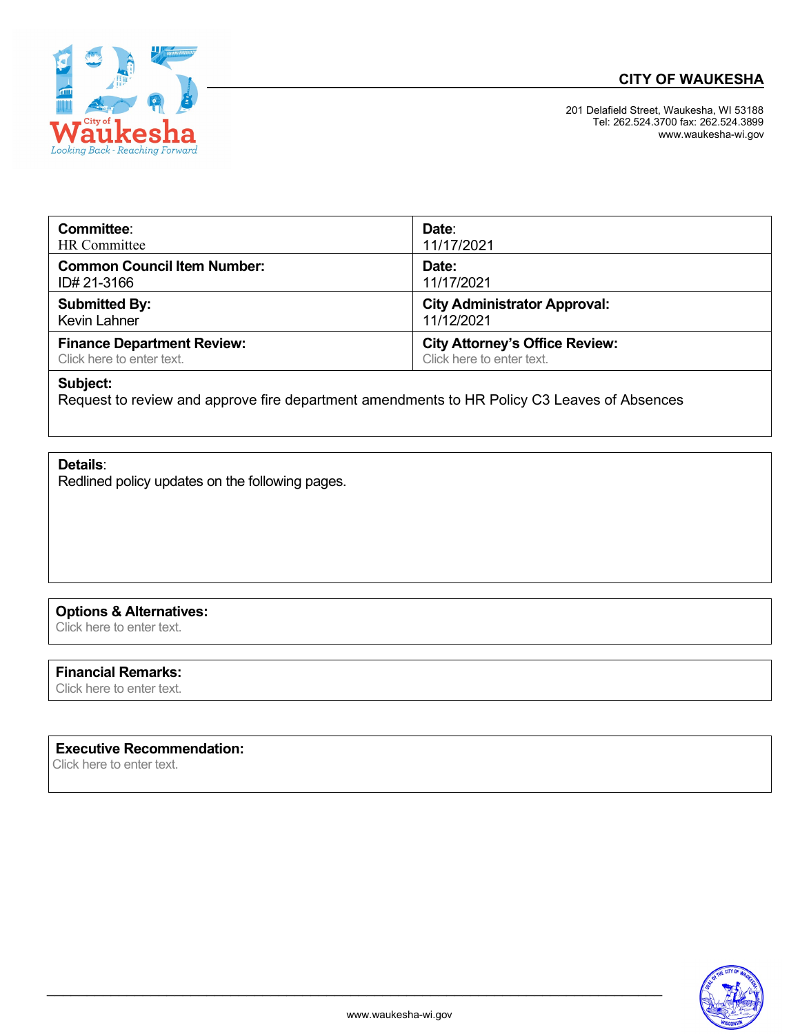City of Waukesha
Looking Back - Reaching Forward

**CITY OF WAUKESHA**

201 Delafield Street, Waukesha, WI 53188
Tel: 262.524.3700 fax: 262.524.3899
www.waukesha-wi.gov

| **Committee**: HR Committee | **Date**: 11/17/2021 |
|---|---|
| **Common Council Item Number:** ID# 21-3166 | **Date:** 11/17/2021 |
| **Submitted By:** Kevin Lahner | **City Administrator Approval:** 11/12/2021 |
| **Finance Department Review:** Click here to enter text. | **City Attorney's Office Review:** Click here to enter text. |

**Subject:**
Request to review and approve fire department amendments to HR Policy C3 Leaves of Absences

**Details**:
Redlined policy updates on the following pages.

**Options & Alternatives:**
Click here to enter text.

**Financial Remarks:**
Click here to enter text.

**Executive Recommendation:**
Click here to enter text.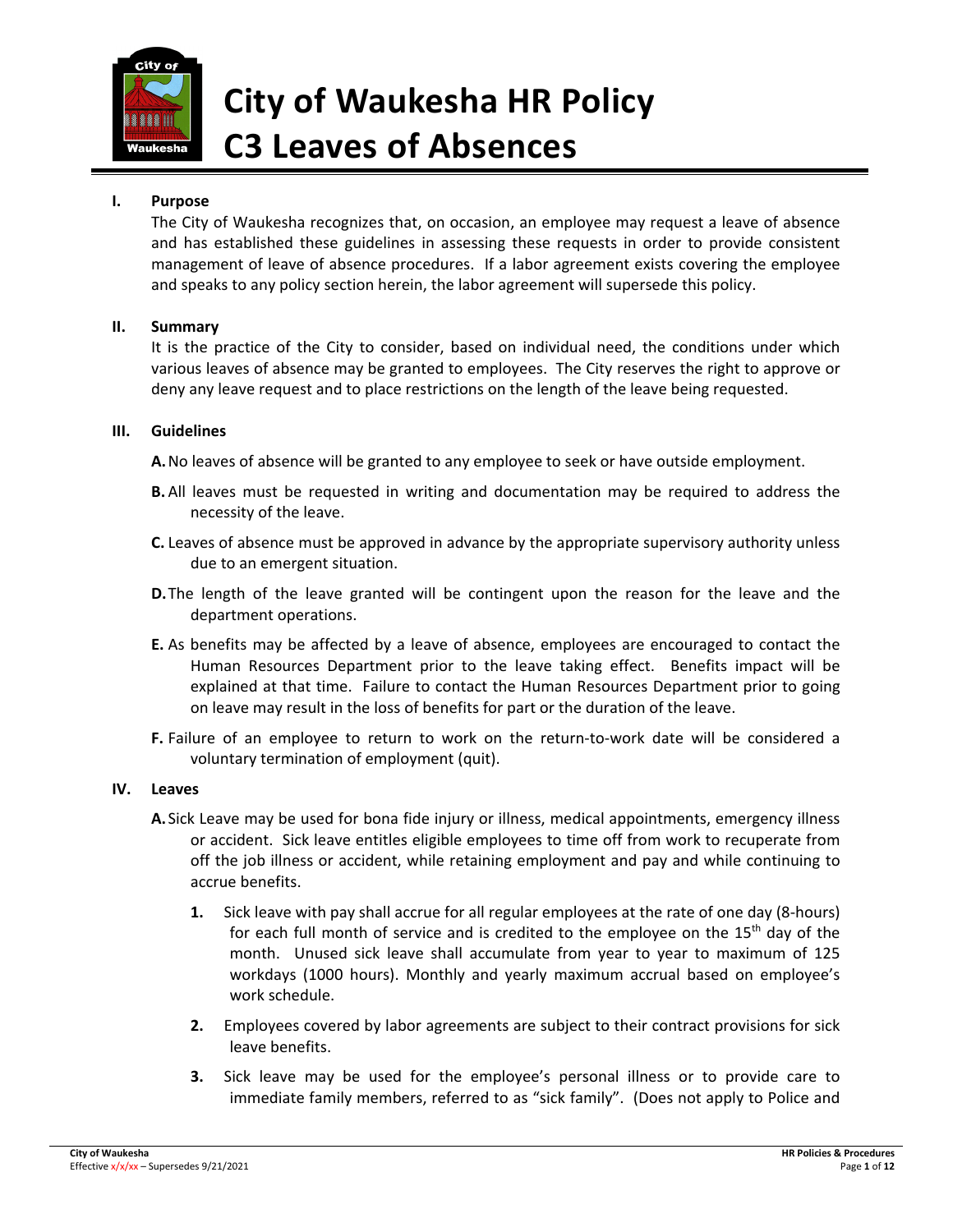# City of Waukesha HR Policy C3 Leaves of Absences

## I. Purpose

The City of Waukesha recognizes that, on occasion, an employee may request a leave of absence and has established these guidelines in assessing these requests in order to provide consistent management of leave of absence procedures. If a labor agreement exists covering the employee and speaks to any policy section herein, the labor agreement will supersede this policy.

## II. Summary

It is the practice of the City to consider, based on individual need, the conditions under which various leaves of absence may be granted to employees. The City reserves the right to approve or deny any leave request and to place restrictions on the length of the leave being requested.

## III. Guidelines

**A.** No leaves of absence will be granted to any employee to seek or have outside employment.

**B.** All leaves must be requested in writing and documentation may be required to address the necessity of the leave.

**C.** Leaves of absence must be approved in advance by the appropriate supervisory authority unless due to an emergent situation.

**D.** The length of the leave granted will be contingent upon the reason for the leave and the department operations.

**E.** As benefits may be affected by a leave of absence, employees are encouraged to contact the Human Resources Department prior to the leave taking effect. Benefits impact will be explained at that time. Failure to contact the Human Resources Department prior to going on leave may result in the loss of benefits for part or the duration of the leave.

**F.** Failure of an employee to return to work on the return-to-work date will be considered a voluntary termination of employment (quit).

## IV. Leaves

**A.** Sick Leave may be used for bona fide injury or illness, medical appointments, emergency illness or accident. Sick leave entitles eligible employees to time off from work to recuperate from off the job illness or accident, while retaining employment and pay and while continuing to accrue benefits.

1. Sick leave with pay shall accrue for all regular employees at the rate of one day (8-hours) for each full month of service and is credited to the employee on the 15th day of the month. Unused sick leave shall accumulate from year to year to maximum of 125 workdays (1000 hours). Monthly and yearly maximum accrual based on employee's work schedule.

2. Employees covered by labor agreements are subject to their contract provisions for sick leave benefits.

3. Sick leave may be used for the employee's personal illness or to provide care to immediate family members, referred to as "sick family". (Does not apply to Police and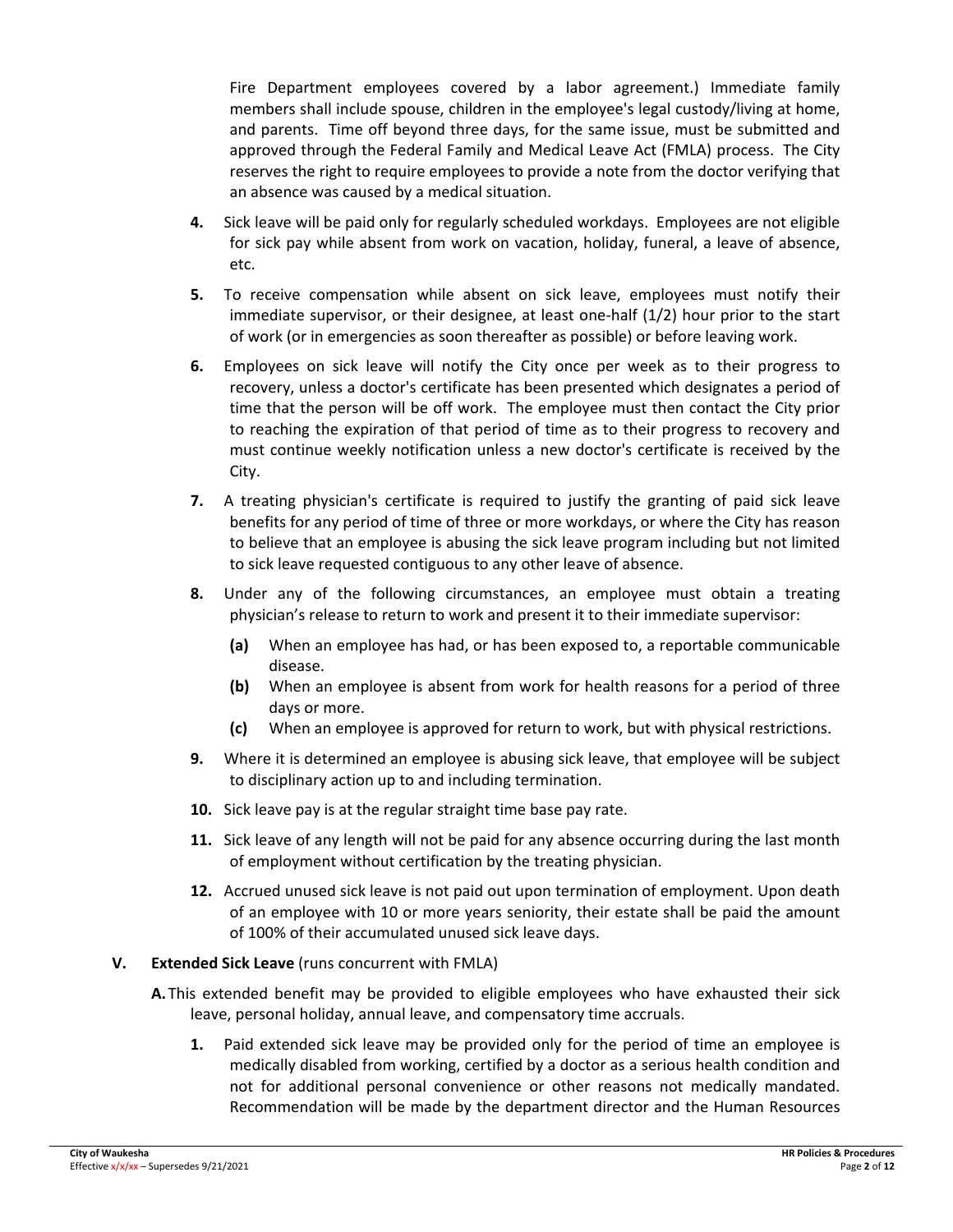Fire Department employees covered by a labor agreement.) Immediate family members shall include spouse, children in the employee's legal custody/living at home, and parents. Time off beyond three days, for the same issue, must be submitted and approved through the Federal Family and Medical Leave Act (FMLA) process. The City reserves the right to require employees to provide a note from the doctor verifying that an absence was caused by a medical situation.

**4.** Sick leave will be paid only for regularly scheduled workdays. Employees are not eligible for sick pay while absent from work on vacation, holiday, funeral, a leave of absence, etc.

**5.** To receive compensation while absent on sick leave, employees must notify their immediate supervisor, or their designee, at least one-half (1/2) hour prior to the start of work (or in emergencies as soon thereafter as possible) or before leaving work.

**6.** Employees on sick leave will notify the City once per week as to their progress to recovery, unless a doctor's certificate has been presented which designates a period of time that the person will be off work. The employee must then contact the City prior to reaching the expiration of that period of time as to their progress to recovery and must continue weekly notification unless a new doctor's certificate is received by the City.

**7.** A treating physician's certificate is required to justify the granting of paid sick leave benefits for any period of time of three or more workdays, or where the City has reason to believe that an employee is abusing the sick leave program including but not limited to sick leave requested contiguous to any other leave of absence.

**8.** Under any of the following circumstances, an employee must obtain a treating physician's release to return to work and present it to their immediate supervisor:

- **(a)** When an employee has had, or has been exposed to, a reportable communicable disease.
- **(b)** When an employee is absent from work for health reasons for a period of three days or more.
- **(c)** When an employee is approved for return to work, but with physical restrictions.

**9.** Where it is determined an employee is abusing sick leave, that employee will be subject to disciplinary action up to and including termination.

**10.** Sick leave pay is at the regular straight time base pay rate.

**11.** Sick leave of any length will not be paid for any absence occurring during the last month of employment without certification by the treating physician.

**12.** Accrued unused sick leave is not paid out upon termination of employment. Upon death of an employee with 10 or more years seniority, their estate shall be paid the amount of 100% of their accumulated unused sick leave days.

## V. Extended Sick Leave (runs concurrent with FMLA)

**A.** This extended benefit may be provided to eligible employees who have exhausted their sick leave, personal holiday, annual leave, and compensatory time accruals.

**1.** Paid extended sick leave may be provided only for the period of time an employee is medically disabled from working, certified by a doctor as a serious health condition and not for additional personal convenience or other reasons not medically mandated. Recommendation will be made by the department director and the Human Resources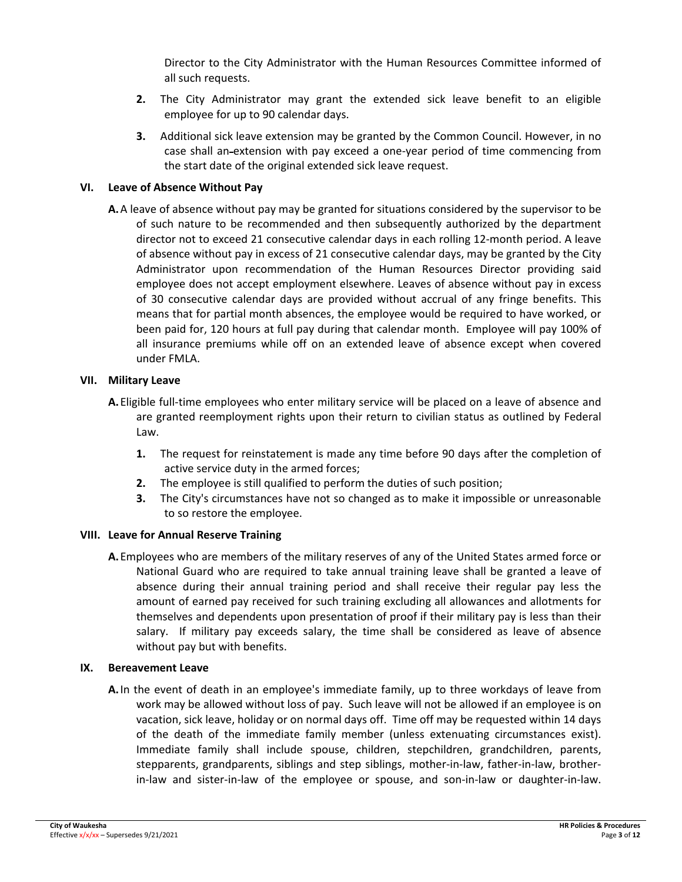Director to the City Administrator with the Human Resources Committee informed of all such requests.

2. The City Administrator may grant the extended sick leave benefit to an eligible employee for up to 90 calendar days.

3. Additional sick leave extension may be granted by the Common Council. However, in no case shall an extension with pay exceed a one-year period of time commencing from the start date of the original extended sick leave request.

### VI. Leave of Absence Without Pay

**A.** A leave of absence without pay may be granted for situations considered by the supervisor to be of such nature to be recommended and then subsequently authorized by the department director not to exceed 21 consecutive calendar days in each rolling 12-month period. A leave of absence without pay in excess of 21 consecutive calendar days, may be granted by the City Administrator upon recommendation of the Human Resources Director providing said employee does not accept employment elsewhere. Leaves of absence without pay in excess of 30 consecutive calendar days are provided without accrual of any fringe benefits. This means that for partial month absences, the employee would be required to have worked, or been paid for, 120 hours at full pay during that calendar month. Employee will pay 100% of all insurance premiums while off on an extended leave of absence except when covered under FMLA.

### VII. Military Leave

**A.** Eligible full-time employees who enter military service will be placed on a leave of absence and are granted reemployment rights upon their return to civilian status as outlined by Federal Law.

1. The request for reinstatement is made any time before 90 days after the completion of active service duty in the armed forces;
2. The employee is still qualified to perform the duties of such position;
3. The City's circumstances have not so changed as to make it impossible or unreasonable to so restore the employee.

### VIII. Leave for Annual Reserve Training

**A.** Employees who are members of the military reserves of any of the United States armed force or National Guard who are required to take annual training leave shall be granted a leave of absence during their annual training period and shall receive their regular pay less the amount of earned pay received for such training excluding all allowances and allotments for themselves and dependents upon presentation of proof if their military pay is less than their salary. If military pay exceeds salary, the time shall be considered as leave of absence without pay but with benefits.

### IX. Bereavement Leave

**A.** In the event of death in an employee's immediate family, up to three workdays of leave from work may be allowed without loss of pay. Such leave will not be allowed if an employee is on vacation, sick leave, holiday or on normal days off. Time off may be requested within 14 days of the death of the immediate family member (unless extenuating circumstances exist). Immediate family shall include spouse, children, stepchildren, grandchildren, parents, stepparents, grandparents, siblings and step siblings, mother-in-law, father-in-law, brother-in-law and sister-in-law of the employee or spouse, and son-in-law or daughter-in-law.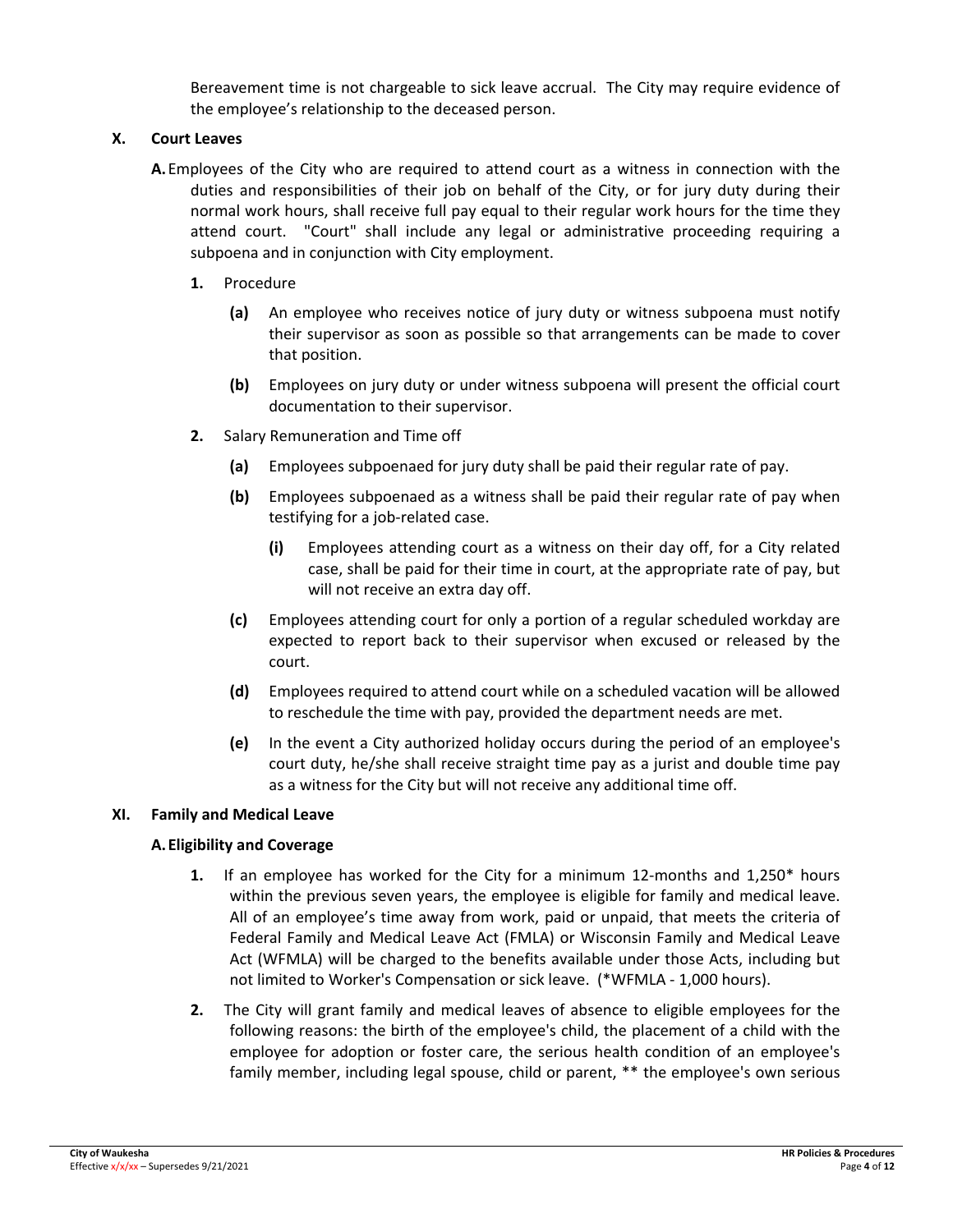Bereavement time is not chargeable to sick leave accrual. The City may require evidence of the employee's relationship to the deceased person.

## X. Court Leaves

**A.** Employees of the City who are required to attend court as a witness in connection with the duties and responsibilities of their job on behalf of the City, or for jury duty during their normal work hours, shall receive full pay equal to their regular work hours for the time they attend court. "Court" shall include any legal or administrative proceeding requiring a subpoena and in conjunction with City employment.

**1.** Procedure

**(a)** An employee who receives notice of jury duty or witness subpoena must notify their supervisor as soon as possible so that arrangements can be made to cover that position.

**(b)** Employees on jury duty or under witness subpoena will present the official court documentation to their supervisor.

**2.** Salary Remuneration and Time off

**(a)** Employees subpoenaed for jury duty shall be paid their regular rate of pay.

**(b)** Employees subpoenaed as a witness shall be paid their regular rate of pay when testifying for a job-related case.

**(i)** Employees attending court as a witness on their day off, for a City related case, shall be paid for their time in court, at the appropriate rate of pay, but will not receive an extra day off.

**(c)** Employees attending court for only a portion of a regular scheduled workday are expected to report back to their supervisor when excused or released by the court.

**(d)** Employees required to attend court while on a scheduled vacation will be allowed to reschedule the time with pay, provided the department needs are met.

**(e)** In the event a City authorized holiday occurs during the period of an employee's court duty, he/she shall receive straight time pay as a jurist and double time pay as a witness for the City but will not receive any additional time off.

## XI. Family and Medical Leave

### A. Eligibility and Coverage

**1.** If an employee has worked for the City for a minimum 12-months and 1,250* hours within the previous seven years, the employee is eligible for family and medical leave. All of an employee's time away from work, paid or unpaid, that meets the criteria of Federal Family and Medical Leave Act (FMLA) or Wisconsin Family and Medical Leave Act (WFMLA) will be charged to the benefits available under those Acts, including but not limited to Worker's Compensation or sick leave. (*WFMLA - 1,000 hours).

**2.** The City will grant family and medical leaves of absence to eligible employees for the following reasons: the birth of the employee's child, the placement of a child with the employee for adoption or foster care, the serious health condition of an employee's family member, including legal spouse, child or parent, ** the employee's own serious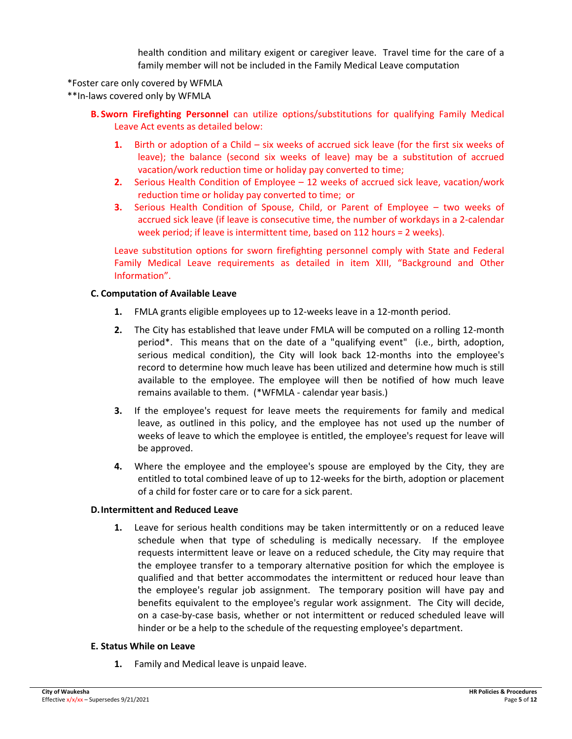health condition and military exigent or caregiver leave. Travel time for the care of a family member will not be included in the Family Medical Leave computation

*Foster care only covered by WFMLA

**In-laws covered only by WFMLA

**B. Sworn Firefighting Personnel** can utilize options/substitutions for qualifying Family Medical Leave Act events as detailed below:

1. Birth or adoption of a Child – six weeks of accrued sick leave (for the first six weeks of leave); the balance (second six weeks of leave) may be a substitution of accrued vacation/work reduction time or holiday pay converted to time;
2. Serious Health Condition of Employee – 12 weeks of accrued sick leave, vacation/work reduction time or holiday pay converted to time; or
3. Serious Health Condition of Spouse, Child, or Parent of Employee – two weeks of accrued sick leave (if leave is consecutive time, the number of workdays in a 2-calendar week period; if leave is intermittent time, based on 112 hours = 2 weeks).

Leave substitution options for sworn firefighting personnel comply with State and Federal Family Medical Leave requirements as detailed in item XIII, "Background and Other Information".

**C. Computation of Available Leave**

1. FMLA grants eligible employees up to 12-weeks leave in a 12-month period.
2. The City has established that leave under FMLA will be computed on a rolling 12-month period*. This means that on the date of a "qualifying event" (i.e., birth, adoption, serious medical condition), the City will look back 12-months into the employee's record to determine how much leave has been utilized and determine how much is still available to the employee. The employee will then be notified of how much leave remains available to them. (*WFMLA - calendar year basis.)
3. If the employee's request for leave meets the requirements for family and medical leave, as outlined in this policy, and the employee has not used up the number of weeks of leave to which the employee is entitled, the employee's request for leave will be approved.
4. Where the employee and the employee's spouse are employed by the City, they are entitled to total combined leave of up to 12-weeks for the birth, adoption or placement of a child for foster care or to care for a sick parent.

**D. Intermittent and Reduced Leave**

1. Leave for serious health conditions may be taken intermittently or on a reduced leave schedule when that type of scheduling is medically necessary. If the employee requests intermittent leave or leave on a reduced schedule, the City may require that the employee transfer to a temporary alternative position for which the employee is qualified and that better accommodates the intermittent or reduced hour leave than the employee's regular job assignment. The temporary position will have pay and benefits equivalent to the employee's regular work assignment. The City will decide, on a case-by-case basis, whether or not intermittent or reduced scheduled leave will hinder or be a help to the schedule of the requesting employee's department.

**E. Status While on Leave**

1. Family and Medical leave is unpaid leave.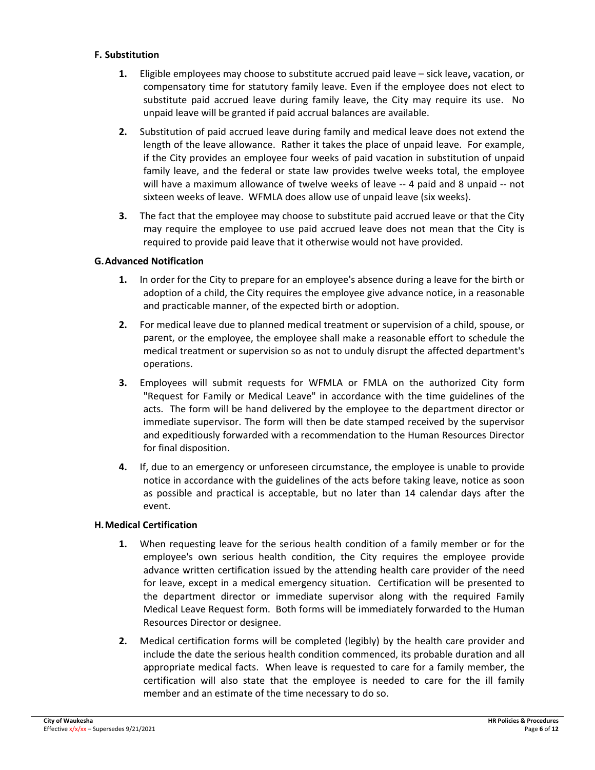### F. Substitution

1. Eligible employees may choose to substitute accrued paid leave – sick leave**,** vacation, or compensatory time for statutory family leave. Even if the employee does not elect to substitute paid accrued leave during family leave, the City may require its use. No unpaid leave will be granted if paid accrual balances are available.

2. Substitution of paid accrued leave during family and medical leave does not extend the length of the leave allowance. Rather it takes the place of unpaid leave. For example, if the City provides an employee four weeks of paid vacation in substitution of unpaid family leave, and the federal or state law provides twelve weeks total, the employee will have a maximum allowance of twelve weeks of leave -- 4 paid and 8 unpaid -- not sixteen weeks of leave. WFMLA does allow use of unpaid leave (six weeks).

3. The fact that the employee may choose to substitute paid accrued leave or that the City may require the employee to use paid accrued leave does not mean that the City is required to provide paid leave that it otherwise would not have provided.

### G. Advanced Notification

1. In order for the City to prepare for an employee's absence during a leave for the birth or adoption of a child, the City requires the employee give advance notice, in a reasonable and practicable manner, of the expected birth or adoption.

2. For medical leave due to planned medical treatment or supervision of a child, spouse, or parent, or the employee, the employee shall make a reasonable effort to schedule the medical treatment or supervision so as not to unduly disrupt the affected department's operations.

3. Employees will submit requests for WFMLA or FMLA on the authorized City form "Request for Family or Medical Leave" in accordance with the time guidelines of the acts. The form will be hand delivered by the employee to the department director or immediate supervisor. The form will then be date stamped received by the supervisor and expeditiously forwarded with a recommendation to the Human Resources Director for final disposition.

4. If, due to an emergency or unforeseen circumstance, the employee is unable to provide notice in accordance with the guidelines of the acts before taking leave, notice as soon as possible and practical is acceptable, but no later than 14 calendar days after the event.

### H. Medical Certification

1. When requesting leave for the serious health condition of a family member or for the employee's own serious health condition, the City requires the employee provide advance written certification issued by the attending health care provider of the need for leave, except in a medical emergency situation. Certification will be presented to the department director or immediate supervisor along with the required Family Medical Leave Request form. Both forms will be immediately forwarded to the Human Resources Director or designee.

2. Medical certification forms will be completed (legibly) by the health care provider and include the date the serious health condition commenced, its probable duration and all appropriate medical facts. When leave is requested to care for a family member, the certification will also state that the employee is needed to care for the ill family member and an estimate of the time necessary to do so.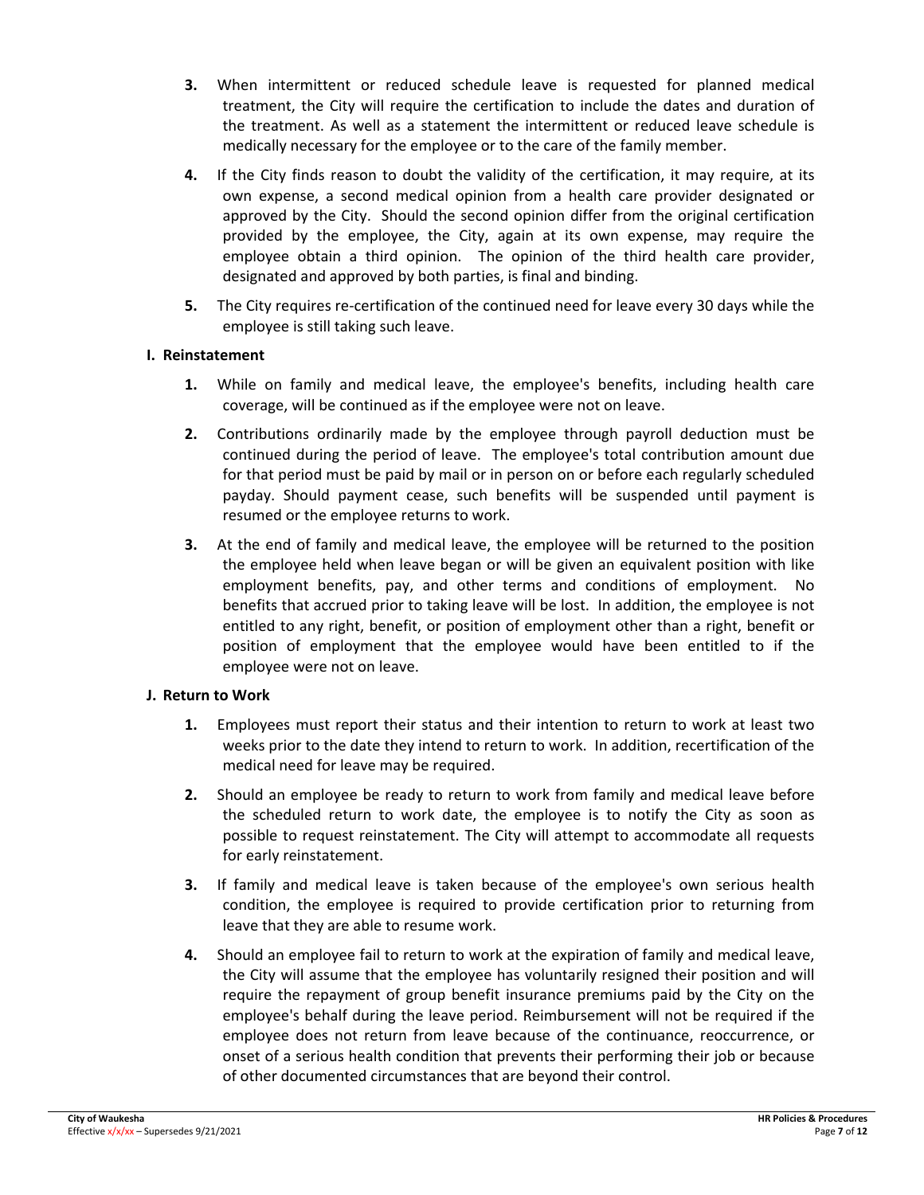3. When intermittent or reduced schedule leave is requested for planned medical treatment, the City will require the certification to include the dates and duration of the treatment. As well as a statement the intermittent or reduced leave schedule is medically necessary for the employee or to the care of the family member.

4. If the City finds reason to doubt the validity of the certification, it may require, at its own expense, a second medical opinion from a health care provider designated or approved by the City. Should the second opinion differ from the original certification provided by the employee, the City, again at its own expense, may require the employee obtain a third opinion. The opinion of the third health care provider, designated and approved by both parties, is final and binding.

5. The City requires re-certification of the continued need for leave every 30 days while the employee is still taking such leave.

**I. Reinstatement**

1. While on family and medical leave, the employee's benefits, including health care coverage, will be continued as if the employee were not on leave.

2. Contributions ordinarily made by the employee through payroll deduction must be continued during the period of leave. The employee's total contribution amount due for that period must be paid by mail or in person on or before each regularly scheduled payday. Should payment cease, such benefits will be suspended until payment is resumed or the employee returns to work.

3. At the end of family and medical leave, the employee will be returned to the position the employee held when leave began or will be given an equivalent position with like employment benefits, pay, and other terms and conditions of employment. No benefits that accrued prior to taking leave will be lost. In addition, the employee is not entitled to any right, benefit, or position of employment other than a right, benefit or position of employment that the employee would have been entitled to if the employee were not on leave.

**J. Return to Work**

1. Employees must report their status and their intention to return to work at least two weeks prior to the date they intend to return to work. In addition, recertification of the medical need for leave may be required.

2. Should an employee be ready to return to work from family and medical leave before the scheduled return to work date, the employee is to notify the City as soon as possible to request reinstatement. The City will attempt to accommodate all requests for early reinstatement.

3. If family and medical leave is taken because of the employee's own serious health condition, the employee is required to provide certification prior to returning from leave that they are able to resume work.

4. Should an employee fail to return to work at the expiration of family and medical leave, the City will assume that the employee has voluntarily resigned their position and will require the repayment of group benefit insurance premiums paid by the City on the employee's behalf during the leave period. Reimbursement will not be required if the employee does not return from leave because of the continuance, reoccurrence, or onset of a serious health condition that prevents their performing their job or because of other documented circumstances that are beyond their control.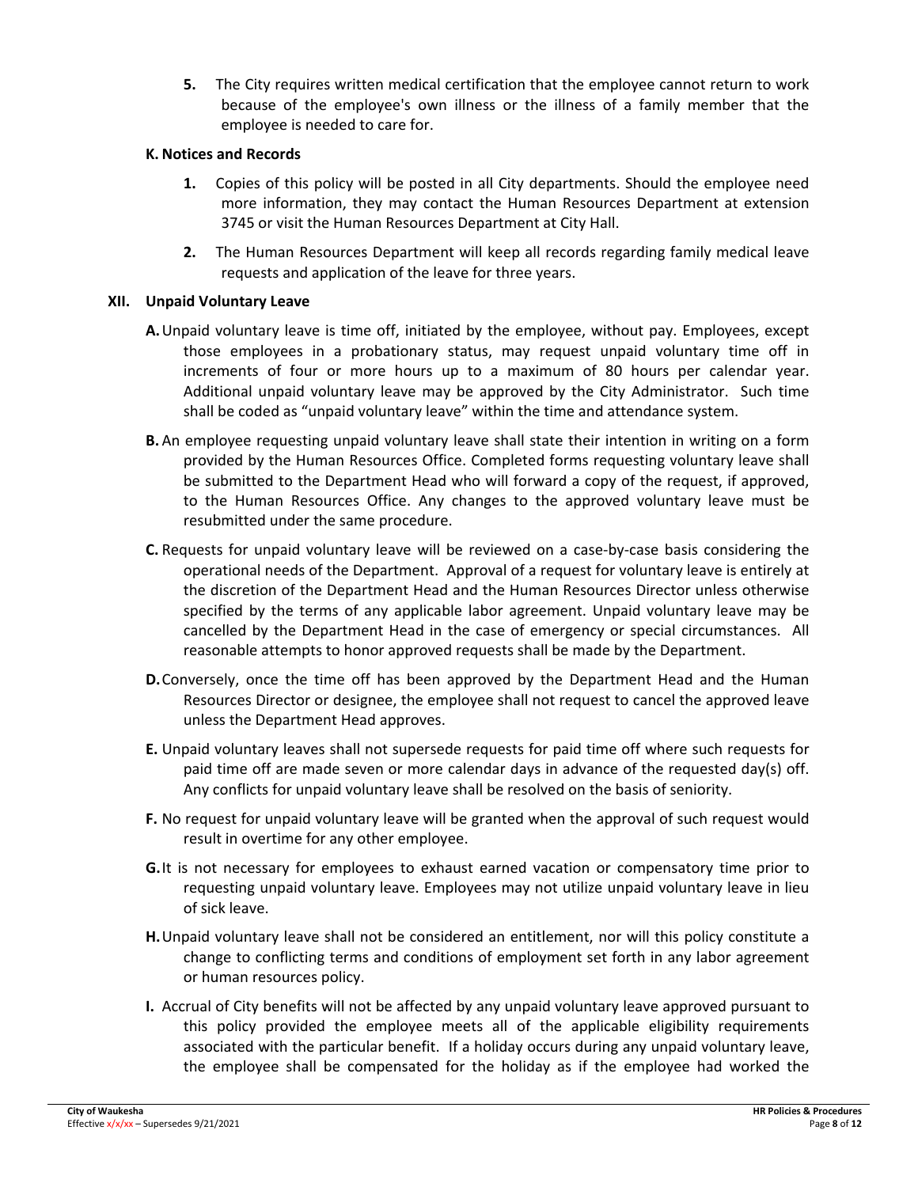**5.** The City requires written medical certification that the employee cannot return to work because of the employee's own illness or the illness of a family member that the employee is needed to care for.

### K. Notices and Records

**1.** Copies of this policy will be posted in all City departments. Should the employee need more information, they may contact the Human Resources Department at extension 3745 or visit the Human Resources Department at City Hall.

**2.** The Human Resources Department will keep all records regarding family medical leave requests and application of the leave for three years.

## XII. Unpaid Voluntary Leave

**A.** Unpaid voluntary leave is time off, initiated by the employee, without pay. Employees, except those employees in a probationary status, may request unpaid voluntary time off in increments of four or more hours up to a maximum of 80 hours per calendar year. Additional unpaid voluntary leave may be approved by the City Administrator. Such time shall be coded as "unpaid voluntary leave" within the time and attendance system.

**B.** An employee requesting unpaid voluntary leave shall state their intention in writing on a form provided by the Human Resources Office. Completed forms requesting voluntary leave shall be submitted to the Department Head who will forward a copy of the request, if approved, to the Human Resources Office. Any changes to the approved voluntary leave must be resubmitted under the same procedure.

**C.** Requests for unpaid voluntary leave will be reviewed on a case-by-case basis considering the operational needs of the Department. Approval of a request for voluntary leave is entirely at the discretion of the Department Head and the Human Resources Director unless otherwise specified by the terms of any applicable labor agreement. Unpaid voluntary leave may be cancelled by the Department Head in the case of emergency or special circumstances. All reasonable attempts to honor approved requests shall be made by the Department.

**D.** Conversely, once the time off has been approved by the Department Head and the Human Resources Director or designee, the employee shall not request to cancel the approved leave unless the Department Head approves.

**E.** Unpaid voluntary leaves shall not supersede requests for paid time off where such requests for paid time off are made seven or more calendar days in advance of the requested day(s) off. Any conflicts for unpaid voluntary leave shall be resolved on the basis of seniority.

**F.** No request for unpaid voluntary leave will be granted when the approval of such request would result in overtime for any other employee.

**G.** It is not necessary for employees to exhaust earned vacation or compensatory time prior to requesting unpaid voluntary leave. Employees may not utilize unpaid voluntary leave in lieu of sick leave.

**H.** Unpaid voluntary leave shall not be considered an entitlement, nor will this policy constitute a change to conflicting terms and conditions of employment set forth in any labor agreement or human resources policy.

**I.** Accrual of City benefits will not be affected by any unpaid voluntary leave approved pursuant to this policy provided the employee meets all of the applicable eligibility requirements associated with the particular benefit. If a holiday occurs during any unpaid voluntary leave, the employee shall be compensated for the holiday as if the employee had worked the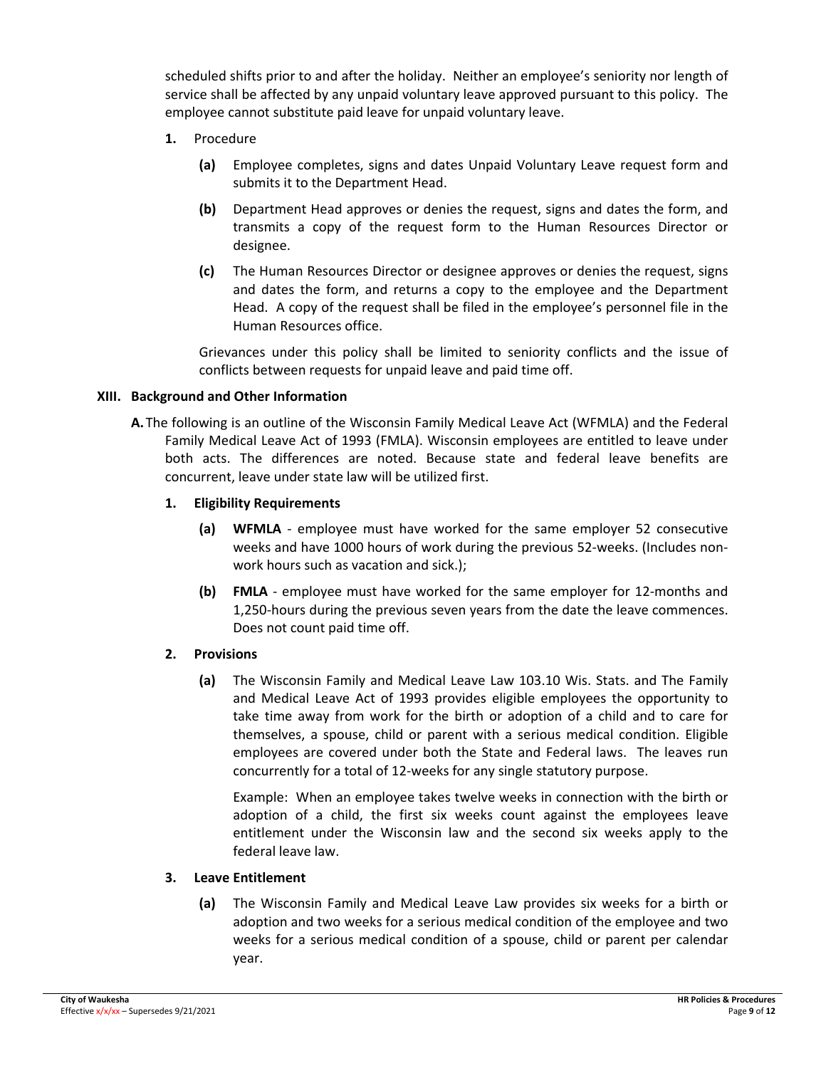scheduled shifts prior to and after the holiday. Neither an employee's seniority nor length of service shall be affected by any unpaid voluntary leave approved pursuant to this policy. The employee cannot substitute paid leave for unpaid voluntary leave.

1. Procedure

   **(a)** Employee completes, signs and dates Unpaid Voluntary Leave request form and submits it to the Department Head.

   **(b)** Department Head approves or denies the request, signs and dates the form, and transmits a copy of the request form to the Human Resources Director or designee.

   **(c)** The Human Resources Director or designee approves or denies the request, signs and dates the form, and returns a copy to the employee and the Department Head. A copy of the request shall be filed in the employee's personnel file in the Human Resources office.

   Grievances under this policy shall be limited to seniority conflicts and the issue of conflicts between requests for unpaid leave and paid time off.

## XIII. Background and Other Information

**A.** The following is an outline of the Wisconsin Family Medical Leave Act (WFMLA) and the Federal Family Medical Leave Act of 1993 (FMLA). Wisconsin employees are entitled to leave under both acts. The differences are noted. Because state and federal leave benefits are concurrent, leave under state law will be utilized first.

### 1. Eligibility Requirements

**(a)** **WFMLA** - employee must have worked for the same employer 52 consecutive weeks and have 1000 hours of work during the previous 52-weeks. (Includes non-work hours such as vacation and sick.);

**(b)** **FMLA** - employee must have worked for the same employer for 12-months and 1,250-hours during the previous seven years from the date the leave commences. Does not count paid time off.

### 2. Provisions

**(a)** The Wisconsin Family and Medical Leave Law 103.10 Wis. Stats. and The Family and Medical Leave Act of 1993 provides eligible employees the opportunity to take time away from work for the birth or adoption of a child and to care for themselves, a spouse, child or parent with a serious medical condition. Eligible employees are covered under both the State and Federal laws. The leaves run concurrently for a total of 12-weeks for any single statutory purpose.

Example: When an employee takes twelve weeks in connection with the birth or adoption of a child, the first six weeks count against the employees leave entitlement under the Wisconsin law and the second six weeks apply to the federal leave law.

### 3. Leave Entitlement

**(a)** The Wisconsin Family and Medical Leave Law provides six weeks for a birth or adoption and two weeks for a serious medical condition of the employee and two weeks for a serious medical condition of a spouse, child or parent per calendar year.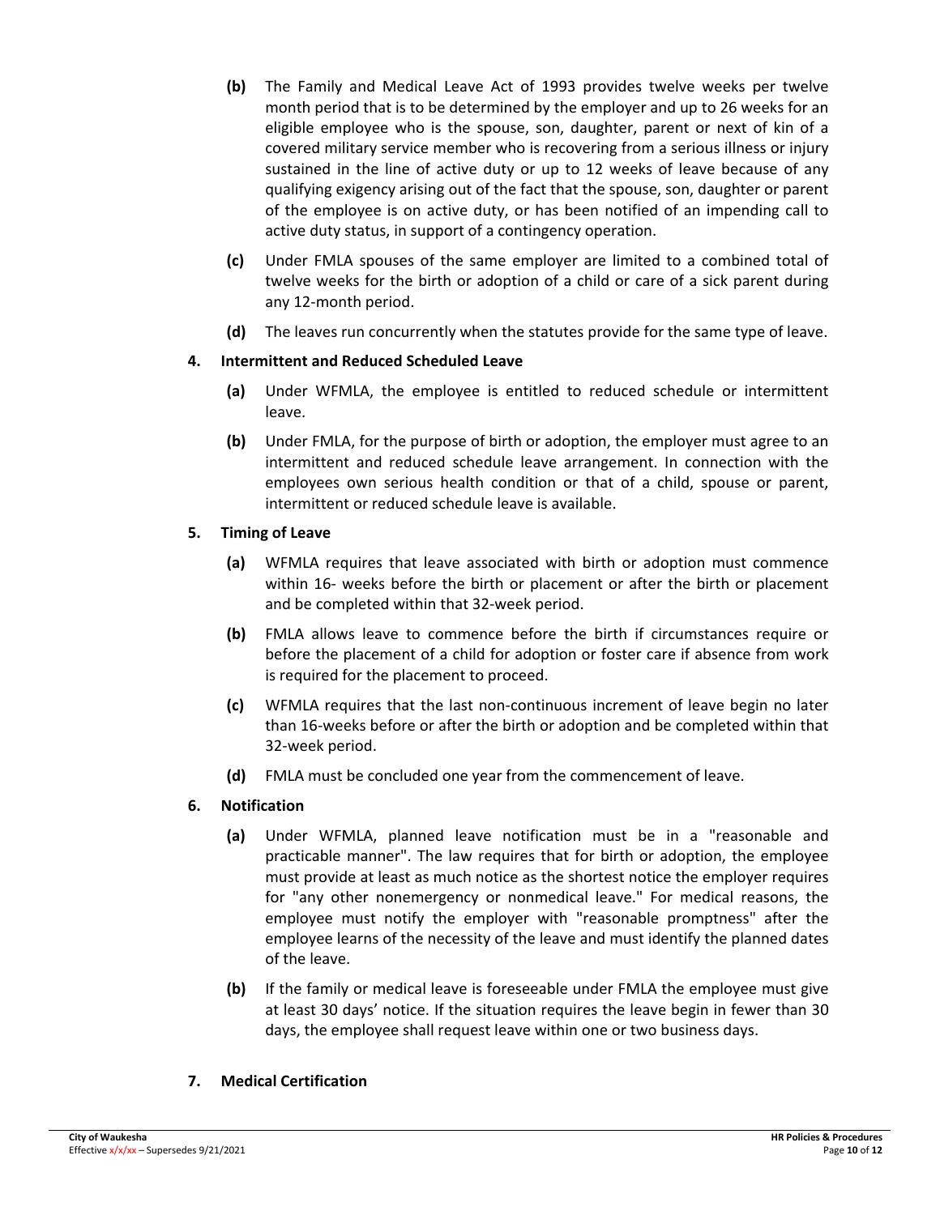**(b)** The Family and Medical Leave Act of 1993 provides twelve weeks per twelve month period that is to be determined by the employer and up to 26 weeks for an eligible employee who is the spouse, son, daughter, parent or next of kin of a covered military service member who is recovering from a serious illness or injury sustained in the line of active duty or up to 12 weeks of leave because of any qualifying exigency arising out of the fact that the spouse, son, daughter or parent of the employee is on active duty, or has been notified of an impending call to active duty status, in support of a contingency operation.

**(c)** Under FMLA spouses of the same employer are limited to a combined total of twelve weeks for the birth or adoption of a child or care of a sick parent during any 12-month period.

**(d)** The leaves run concurrently when the statutes provide for the same type of leave.

**4. Intermittent and Reduced Scheduled Leave**

**(a)** Under WFMLA, the employee is entitled to reduced schedule or intermittent leave.

**(b)** Under FMLA, for the purpose of birth or adoption, the employer must agree to an intermittent and reduced schedule leave arrangement. In connection with the employees own serious health condition or that of a child, spouse or parent, intermittent or reduced schedule leave is available.

**5. Timing of Leave**

**(a)** WFMLA requires that leave associated with birth or adoption must commence within 16- weeks before the birth or placement or after the birth or placement and be completed within that 32-week period.

**(b)** FMLA allows leave to commence before the birth if circumstances require or before the placement of a child for adoption or foster care if absence from work is required for the placement to proceed.

**(c)** WFMLA requires that the last non-continuous increment of leave begin no later than 16-weeks before or after the birth or adoption and be completed within that 32-week period.

**(d)** FMLA must be concluded one year from the commencement of leave.

**6. Notification**

**(a)** Under WFMLA, planned leave notification must be in a "reasonable and practicable manner". The law requires that for birth or adoption, the employee must provide at least as much notice as the shortest notice the employer requires for "any other nonemergency or nonmedical leave." For medical reasons, the employee must notify the employer with "reasonable promptness" after the employee learns of the necessity of the leave and must identify the planned dates of the leave.

**(b)** If the family or medical leave is foreseeable under FMLA the employee must give at least 30 days' notice. If the situation requires the leave begin in fewer than 30 days, the employee shall request leave within one or two business days.

**7. Medical Certification**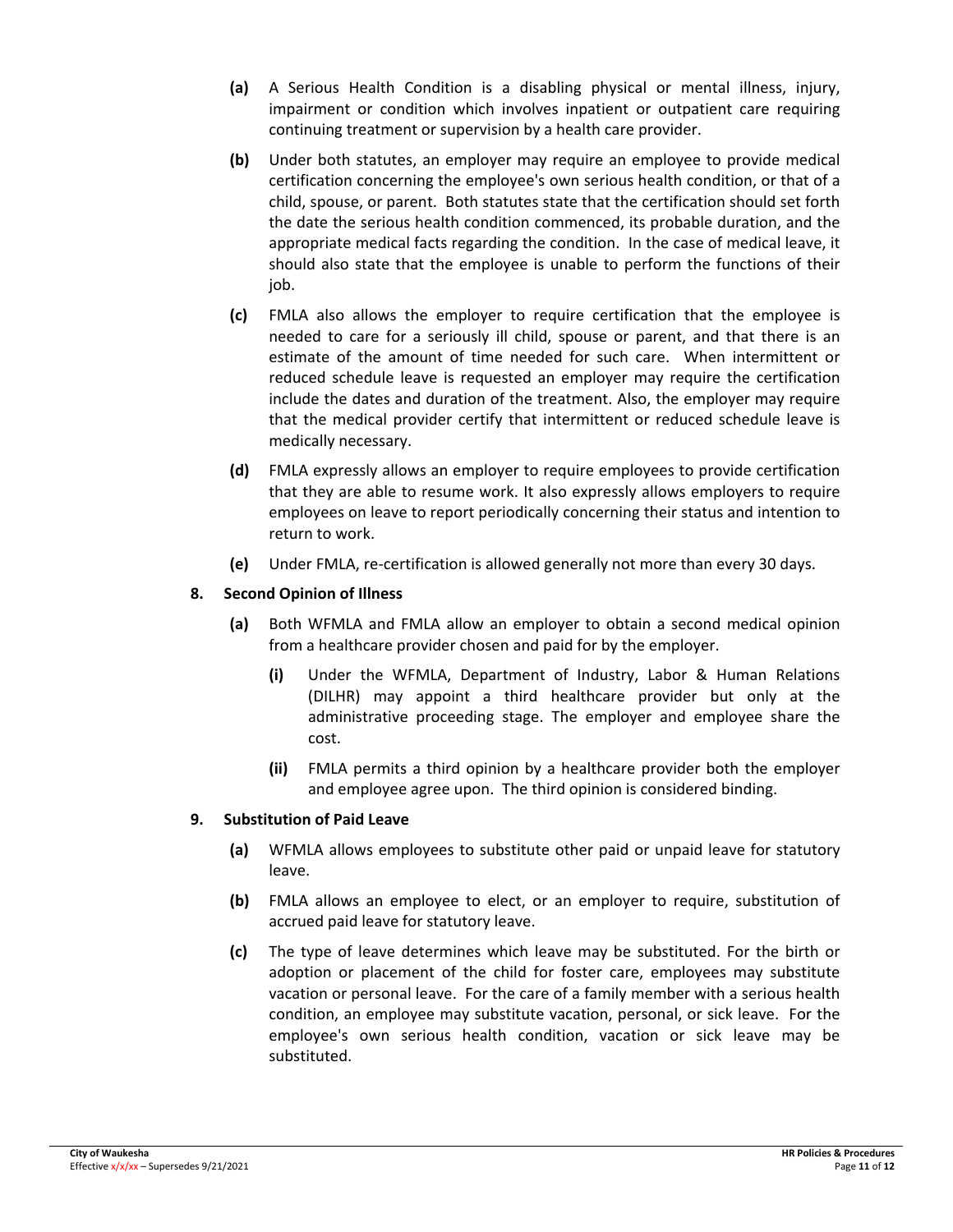**(a)** A Serious Health Condition is a disabling physical or mental illness, injury, impairment or condition which involves inpatient or outpatient care requiring continuing treatment or supervision by a health care provider.

**(b)** Under both statutes, an employer may require an employee to provide medical certification concerning the employee's own serious health condition, or that of a child, spouse, or parent. Both statutes state that the certification should set forth the date the serious health condition commenced, its probable duration, and the appropriate medical facts regarding the condition. In the case of medical leave, it should also state that the employee is unable to perform the functions of their job.

**(c)** FMLA also allows the employer to require certification that the employee is needed to care for a seriously ill child, spouse or parent, and that there is an estimate of the amount of time needed for such care. When intermittent or reduced schedule leave is requested an employer may require the certification include the dates and duration of the treatment. Also, the employer may require that the medical provider certify that intermittent or reduced schedule leave is medically necessary.

**(d)** FMLA expressly allows an employer to require employees to provide certification that they are able to resume work. It also expressly allows employers to require employees on leave to report periodically concerning their status and intention to return to work.

**(e)** Under FMLA, re-certification is allowed generally not more than every 30 days.

**8. Second Opinion of Illness**

**(a)** Both WFMLA and FMLA allow an employer to obtain a second medical opinion from a healthcare provider chosen and paid for by the employer.

**(i)** Under the WFMLA, Department of Industry, Labor & Human Relations (DILHR) may appoint a third healthcare provider but only at the administrative proceeding stage. The employer and employee share the cost.

**(ii)** FMLA permits a third opinion by a healthcare provider both the employer and employee agree upon. The third opinion is considered binding.

**9. Substitution of Paid Leave**

**(a)** WFMLA allows employees to substitute other paid or unpaid leave for statutory leave.

**(b)** FMLA allows an employee to elect, or an employer to require, substitution of accrued paid leave for statutory leave.

**(c)** The type of leave determines which leave may be substituted. For the birth or adoption or placement of the child for foster care, employees may substitute vacation or personal leave. For the care of a family member with a serious health condition, an employee may substitute vacation, personal, or sick leave. For the employee's own serious health condition, vacation or sick leave may be substituted.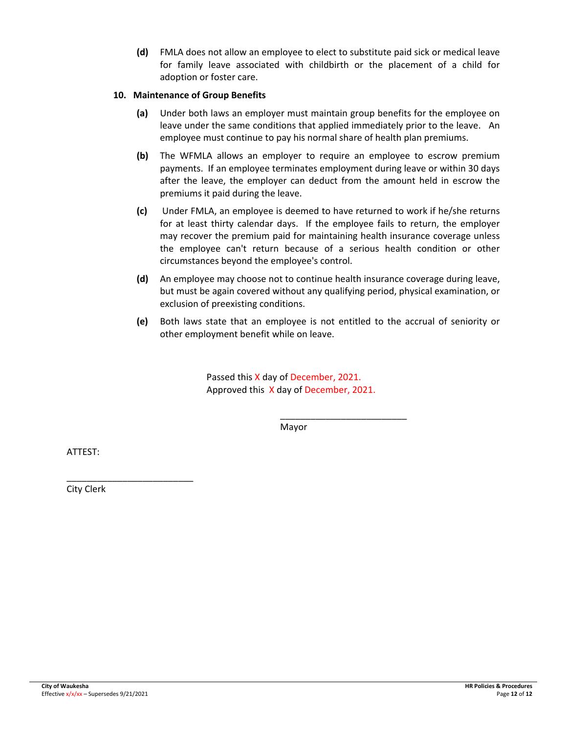**(d)** FMLA does not allow an employee to elect to substitute paid sick or medical leave for family leave associated with childbirth or the placement of a child for adoption or foster care.

### 10. Maintenance of Group Benefits

**(a)** Under both laws an employer must maintain group benefits for the employee on leave under the same conditions that applied immediately prior to the leave. An employee must continue to pay his normal share of health plan premiums.

**(b)** The WFMLA allows an employer to require an employee to escrow premium payments. If an employee terminates employment during leave or within 30 days after the leave, the employer can deduct from the amount held in escrow the premiums it paid during the leave.

**(c)** Under FMLA, an employee is deemed to have returned to work if he/she returns for at least thirty calendar days. If the employee fails to return, the employer may recover the premium paid for maintaining health insurance coverage unless the employee can't return because of a serious health condition or other circumstances beyond the employee's control.

**(d)** An employee may choose not to continue health insurance coverage during leave, but must be again covered without any qualifying period, physical examination, or exclusion of preexisting conditions.

**(e)** Both laws state that an employee is not entitled to the accrual of seniority or other employment benefit while on leave.

Passed this X day of December, 2021.
Approved this X day of December, 2021.

_________________________
Mayor

ATTEST:

_________________________
City Clerk